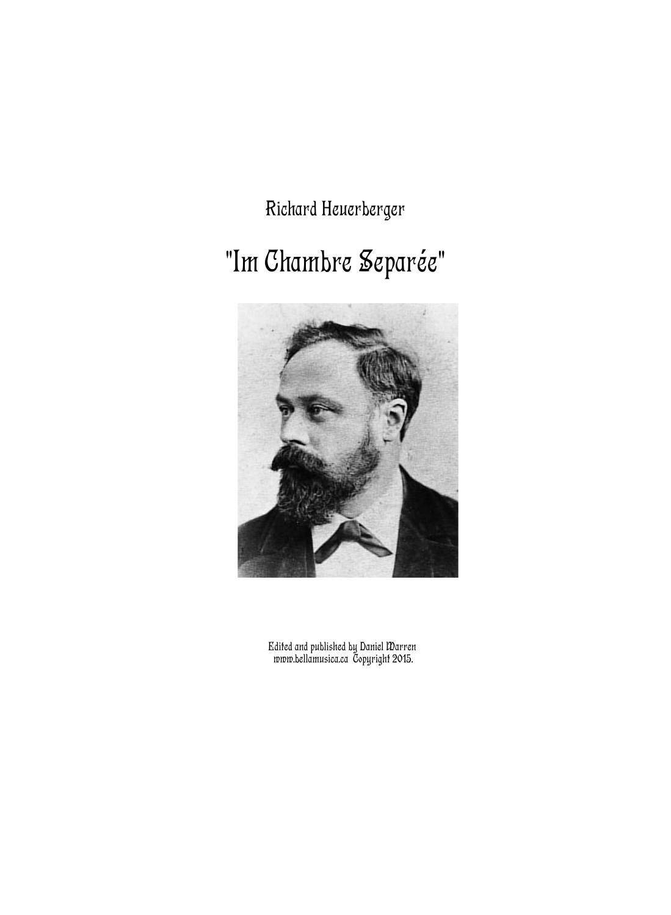Richard Heuerberger

# "Im Chambre Separée"

Edited and published by Daniel Warren
www.bellamusica.ca Copyright 2015.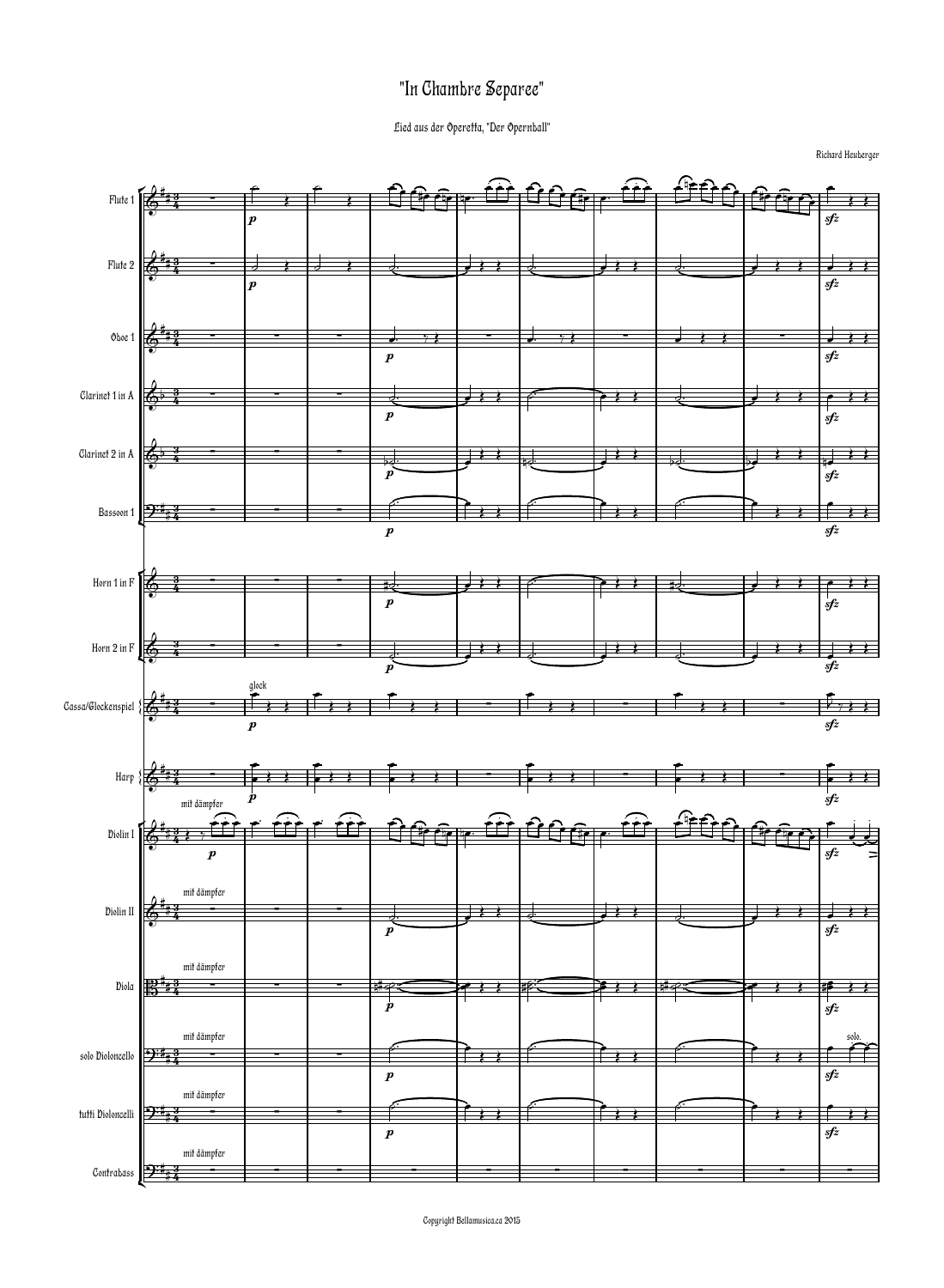# "In Chambre Separee"

Lied aus der Operetta, "Der Opernball"

Richard Heuberger

Copyright Bellamusica.ca 2015